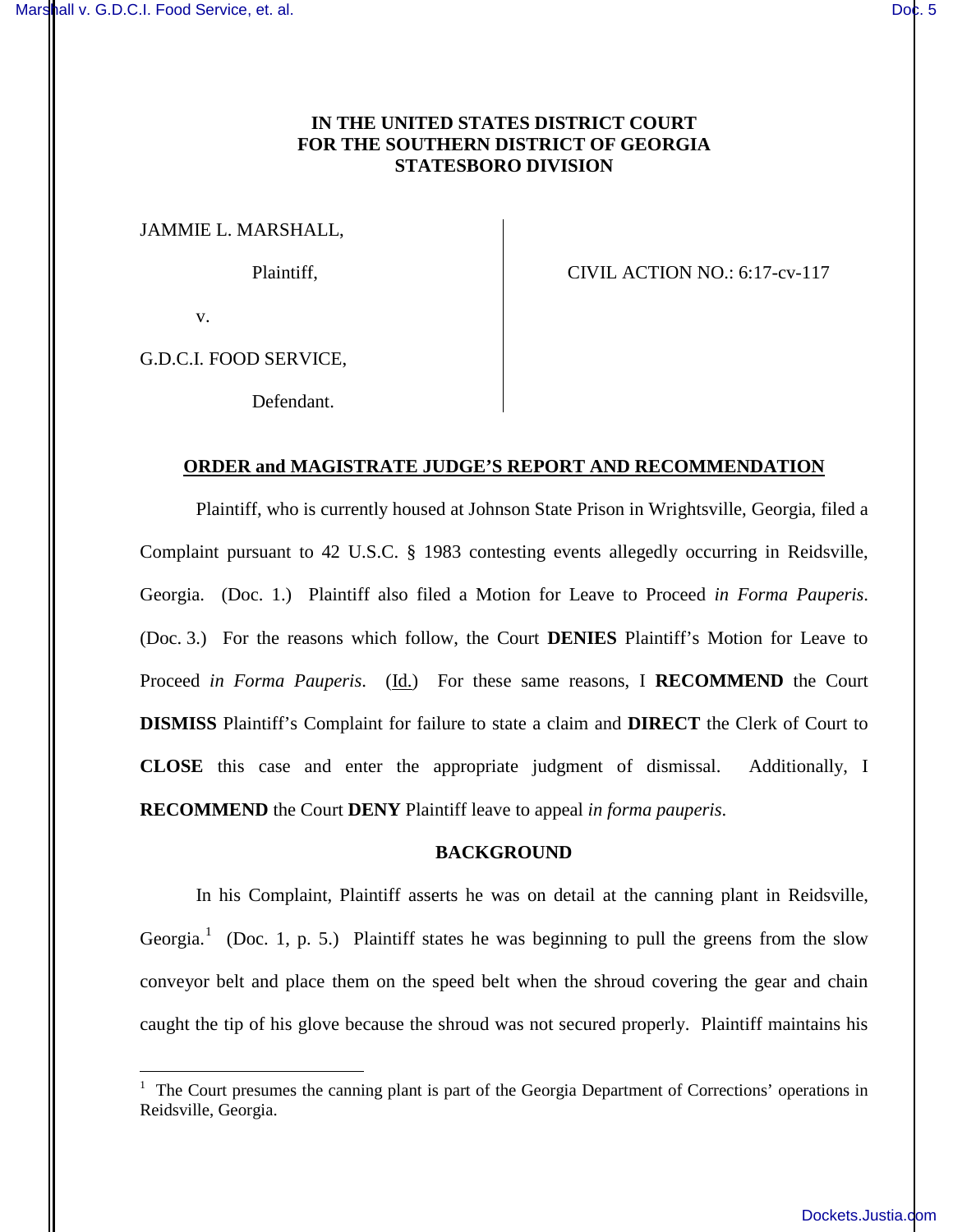**IN THE UNITED STATES DISTRICT COURT**
**FOR THE SOUTHERN DISTRICT OF GEORGIA**
**STATESBORO DIVISION**

JAMMIE L. MARSHALL,

Plaintiff,

v.

G.D.C.I. FOOD SERVICE,

Defendant.

CIVIL ACTION NO.: 6:17-cv-117

## ORDER and MAGISTRATE JUDGE'S REPORT AND RECOMMENDATION

Plaintiff, who is currently housed at Johnson State Prison in Wrightsville, Georgia, filed a Complaint pursuant to 42 U.S.C. § 1983 contesting events allegedly occurring in Reidsville, Georgia. (Doc. 1.) Plaintiff also filed a Motion for Leave to Proceed *in Forma Pauperis*. (Doc. 3.) For the reasons which follow, the Court **DENIES** Plaintiff's Motion for Leave to Proceed *in Forma Pauperis*. (Id.) For these same reasons, I **RECOMMEND** the Court **DISMISS** Plaintiff's Complaint for failure to state a claim and **DIRECT** the Clerk of Court to **CLOSE** this case and enter the appropriate judgment of dismissal. Additionally, I **RECOMMEND** the Court **DENY** Plaintiff leave to appeal *in forma pauperis*.

### BACKGROUND

In his Complaint, Plaintiff asserts he was on detail at the canning plant in Reidsville, Georgia.[1] (Doc. 1, p. 5.) Plaintiff states he was beginning to pull the greens from the slow conveyor belt and place them on the speed belt when the shroud covering the gear and chain caught the tip of his glove because the shroud was not secured properly. Plaintiff maintains his

[1] The Court presumes the canning plant is part of the Georgia Department of Corrections' operations in Reidsville, Georgia.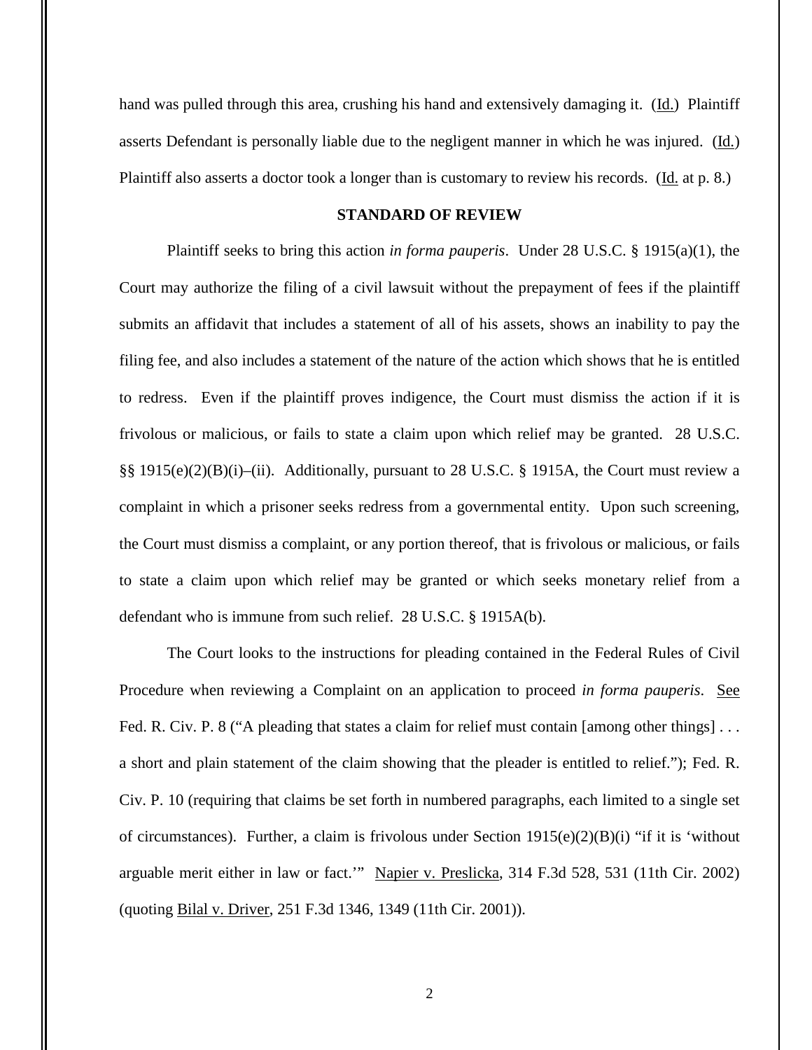hand was pulled through this area, crushing his hand and extensively damaging it. (Id.) Plaintiff asserts Defendant is personally liable due to the negligent manner in which he was injured. (Id.) Plaintiff also asserts a doctor took a longer than is customary to review his records. (Id. at p. 8.)

## STANDARD OF REVIEW

Plaintiff seeks to bring this action *in forma pauperis*. Under 28 U.S.C. § 1915(a)(1), the Court may authorize the filing of a civil lawsuit without the prepayment of fees if the plaintiff submits an affidavit that includes a statement of all of his assets, shows an inability to pay the filing fee, and also includes a statement of the nature of the action which shows that he is entitled to redress. Even if the plaintiff proves indigence, the Court must dismiss the action if it is frivolous or malicious, or fails to state a claim upon which relief may be granted. 28 U.S.C. §§ 1915(e)(2)(B)(i)–(ii). Additionally, pursuant to 28 U.S.C. § 1915A, the Court must review a complaint in which a prisoner seeks redress from a governmental entity. Upon such screening, the Court must dismiss a complaint, or any portion thereof, that is frivolous or malicious, or fails to state a claim upon which relief may be granted or which seeks monetary relief from a defendant who is immune from such relief. 28 U.S.C. § 1915A(b).

The Court looks to the instructions for pleading contained in the Federal Rules of Civil Procedure when reviewing a Complaint on an application to proceed *in forma pauperis*. See Fed. R. Civ. P. 8 ("A pleading that states a claim for relief must contain [among other things] . . . a short and plain statement of the claim showing that the pleader is entitled to relief."); Fed. R. Civ. P. 10 (requiring that claims be set forth in numbered paragraphs, each limited to a single set of circumstances). Further, a claim is frivolous under Section 1915(e)(2)(B)(i) "if it is 'without arguable merit either in law or fact.'" Napier v. Preslicka, 314 F.3d 528, 531 (11th Cir. 2002) (quoting Bilal v. Driver, 251 F.3d 1346, 1349 (11th Cir. 2001)).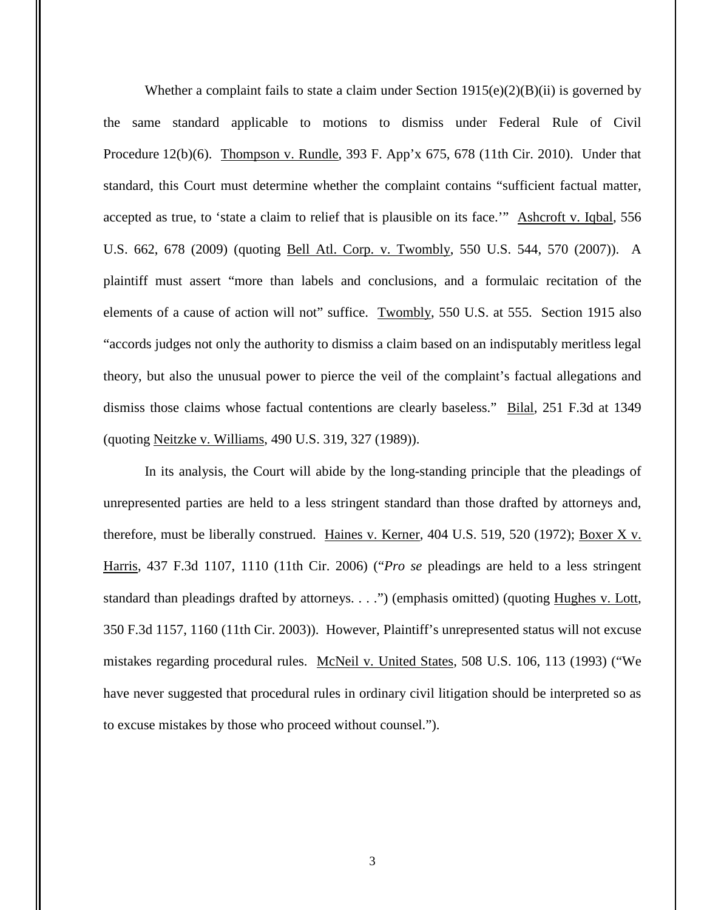Whether a complaint fails to state a claim under Section 1915(e)(2)(B)(ii) is governed by the same standard applicable to motions to dismiss under Federal Rule of Civil Procedure 12(b)(6). Thompson v. Rundle, 393 F. App'x 675, 678 (11th Cir. 2010). Under that standard, this Court must determine whether the complaint contains "sufficient factual matter, accepted as true, to 'state a claim to relief that is plausible on its face.'" Ashcroft v. Iqbal, 556 U.S. 662, 678 (2009) (quoting Bell Atl. Corp. v. Twombly, 550 U.S. 544, 570 (2007)). A plaintiff must assert "more than labels and conclusions, and a formulaic recitation of the elements of a cause of action will not" suffice. Twombly, 550 U.S. at 555. Section 1915 also "accords judges not only the authority to dismiss a claim based on an indisputably meritless legal theory, but also the unusual power to pierce the veil of the complaint's factual allegations and dismiss those claims whose factual contentions are clearly baseless." Bilal, 251 F.3d at 1349 (quoting Neitzke v. Williams, 490 U.S. 319, 327 (1989)).

In its analysis, the Court will abide by the long-standing principle that the pleadings of unrepresented parties are held to a less stringent standard than those drafted by attorneys and, therefore, must be liberally construed. Haines v. Kerner, 404 U.S. 519, 520 (1972); Boxer X v. Harris, 437 F.3d 1107, 1110 (11th Cir. 2006) ("*Pro se* pleadings are held to a less stringent standard than pleadings drafted by attorneys. . . .") (emphasis omitted) (quoting Hughes v. Lott, 350 F.3d 1157, 1160 (11th Cir. 2003)). However, Plaintiff's unrepresented status will not excuse mistakes regarding procedural rules. McNeil v. United States, 508 U.S. 106, 113 (1993) ("We have never suggested that procedural rules in ordinary civil litigation should be interpreted so as to excuse mistakes by those who proceed without counsel.").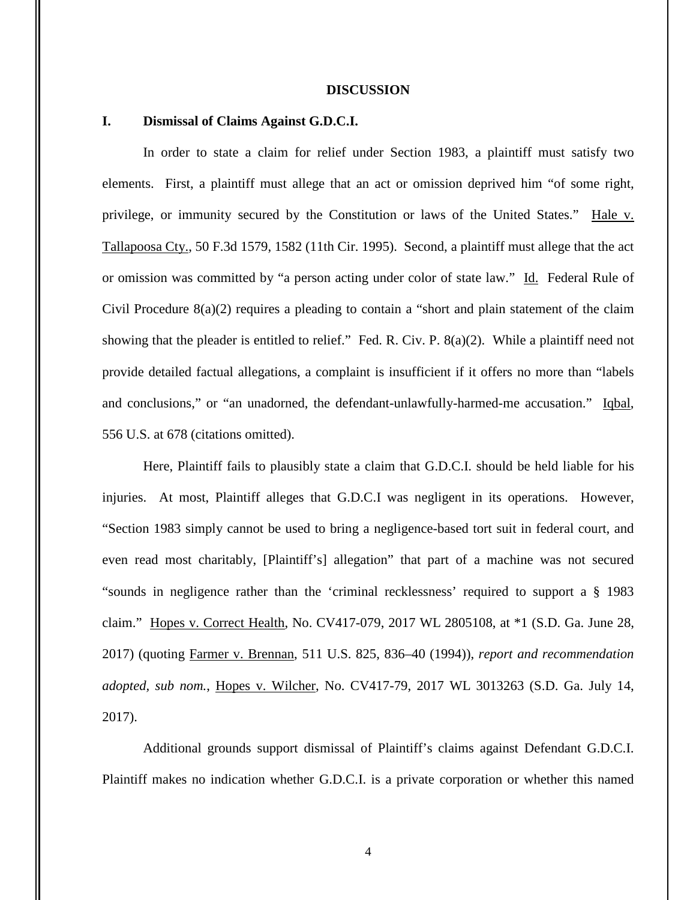## DISCUSSION

### I. Dismissal of Claims Against G.D.C.I.

In order to state a claim for relief under Section 1983, a plaintiff must satisfy two elements. First, a plaintiff must allege that an act or omission deprived him "of some right, privilege, or immunity secured by the Constitution or laws of the United States." Hale v. Tallapoosa Cty., 50 F.3d 1579, 1582 (11th Cir. 1995). Second, a plaintiff must allege that the act or omission was committed by "a person acting under color of state law." Id. Federal Rule of Civil Procedure 8(a)(2) requires a pleading to contain a "short and plain statement of the claim showing that the pleader is entitled to relief." Fed. R. Civ. P. 8(a)(2). While a plaintiff need not provide detailed factual allegations, a complaint is insufficient if it offers no more than "labels and conclusions," or "an unadorned, the defendant-unlawfully-harmed-me accusation." Iqbal, 556 U.S. at 678 (citations omitted).

Here, Plaintiff fails to plausibly state a claim that G.D.C.I. should be held liable for his injuries. At most, Plaintiff alleges that G.D.C.I was negligent in its operations. However, "Section 1983 simply cannot be used to bring a negligence-based tort suit in federal court, and even read most charitably, [Plaintiff's] allegation" that part of a machine was not secured "sounds in negligence rather than the 'criminal recklessness' required to support a § 1983 claim." Hopes v. Correct Health, No. CV417-079, 2017 WL 2805108, at *1 (S.D. Ga. June 28, 2017) (quoting Farmer v. Brennan, 511 U.S. 825, 836–40 (1994)), *report and recommendation adopted, sub nom.*, Hopes v. Wilcher, No. CV417-79, 2017 WL 3013263 (S.D. Ga. July 14, 2017).

Additional grounds support dismissal of Plaintiff's claims against Defendant G.D.C.I. Plaintiff makes no indication whether G.D.C.I. is a private corporation or whether this named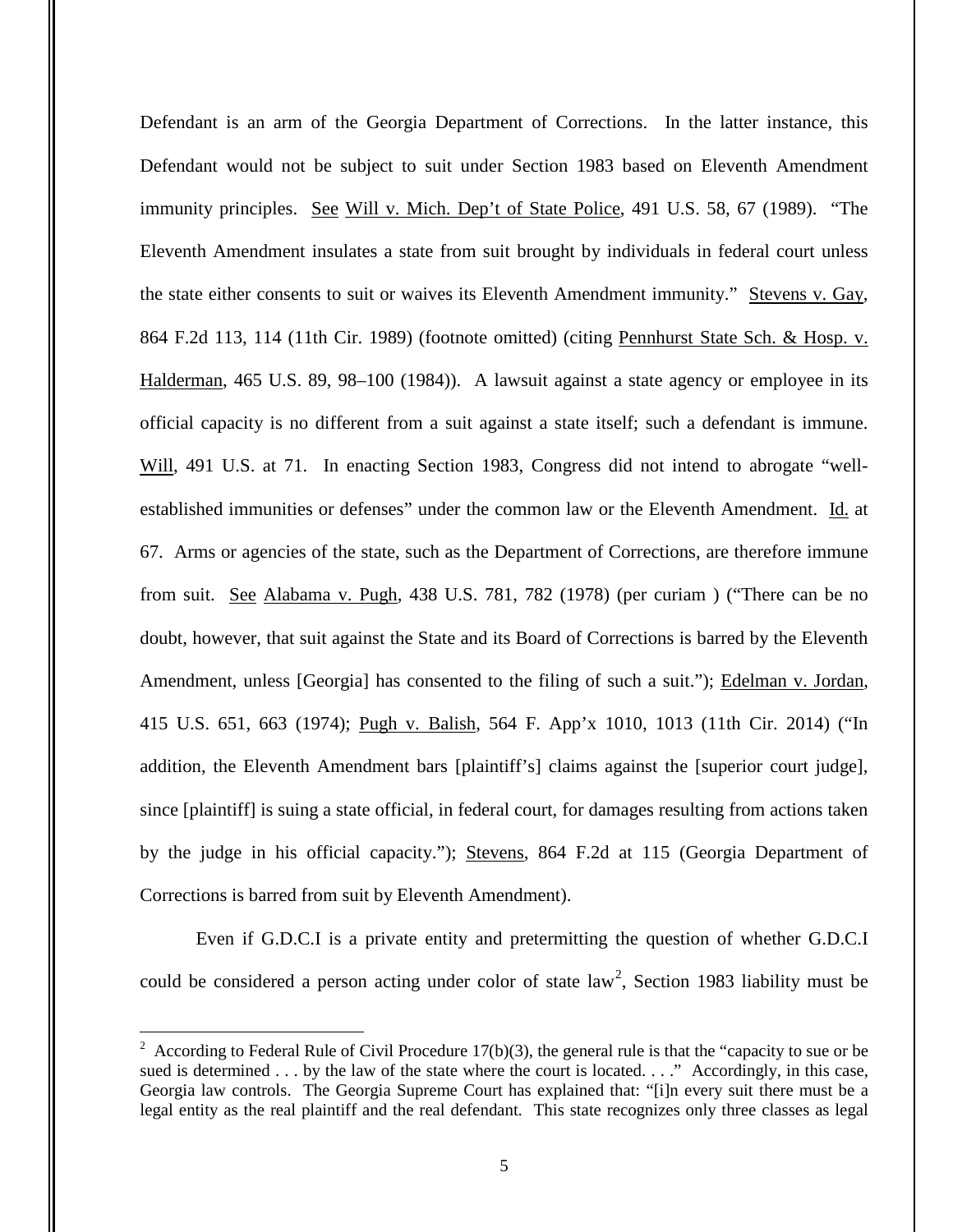Defendant is an arm of the Georgia Department of Corrections. In the latter instance, this Defendant would not be subject to suit under Section 1983 based on Eleventh Amendment immunity principles. See Will v. Mich. Dep't of State Police, 491 U.S. 58, 67 (1989). "The Eleventh Amendment insulates a state from suit brought by individuals in federal court unless the state either consents to suit or waives its Eleventh Amendment immunity." Stevens v. Gay, 864 F.2d 113, 114 (11th Cir. 1989) (footnote omitted) (citing Pennhurst State Sch. & Hosp. v. Halderman, 465 U.S. 89, 98–100 (1984)). A lawsuit against a state agency or employee in its official capacity is no different from a suit against a state itself; such a defendant is immune. Will, 491 U.S. at 71. In enacting Section 1983, Congress did not intend to abrogate "well-established immunities or defenses" under the common law or the Eleventh Amendment. Id. at 67. Arms or agencies of the state, such as the Department of Corrections, are therefore immune from suit. See Alabama v. Pugh, 438 U.S. 781, 782 (1978) (per curiam ) ("There can be no doubt, however, that suit against the State and its Board of Corrections is barred by the Eleventh Amendment, unless [Georgia] has consented to the filing of such a suit."); Edelman v. Jordan, 415 U.S. 651, 663 (1974); Pugh v. Balish, 564 F. App'x 1010, 1013 (11th Cir. 2014) ("In addition, the Eleventh Amendment bars [plaintiff's] claims against the [superior court judge], since [plaintiff] is suing a state official, in federal court, for damages resulting from actions taken by the judge in his official capacity."); Stevens, 864 F.2d at 115 (Georgia Department of Corrections is barred from suit by Eleventh Amendment).

Even if G.D.C.I is a private entity and pretermitting the question of whether G.D.C.I could be considered a person acting under color of state law[2], Section 1983 liability must be

---

[2] According to Federal Rule of Civil Procedure 17(b)(3), the general rule is that the "capacity to sue or be sued is determined . . . by the law of the state where the court is located. . . ." Accordingly, in this case, Georgia law controls. The Georgia Supreme Court has explained that: "[i]n every suit there must be a legal entity as the real plaintiff and the real defendant. This state recognizes only three classes as legal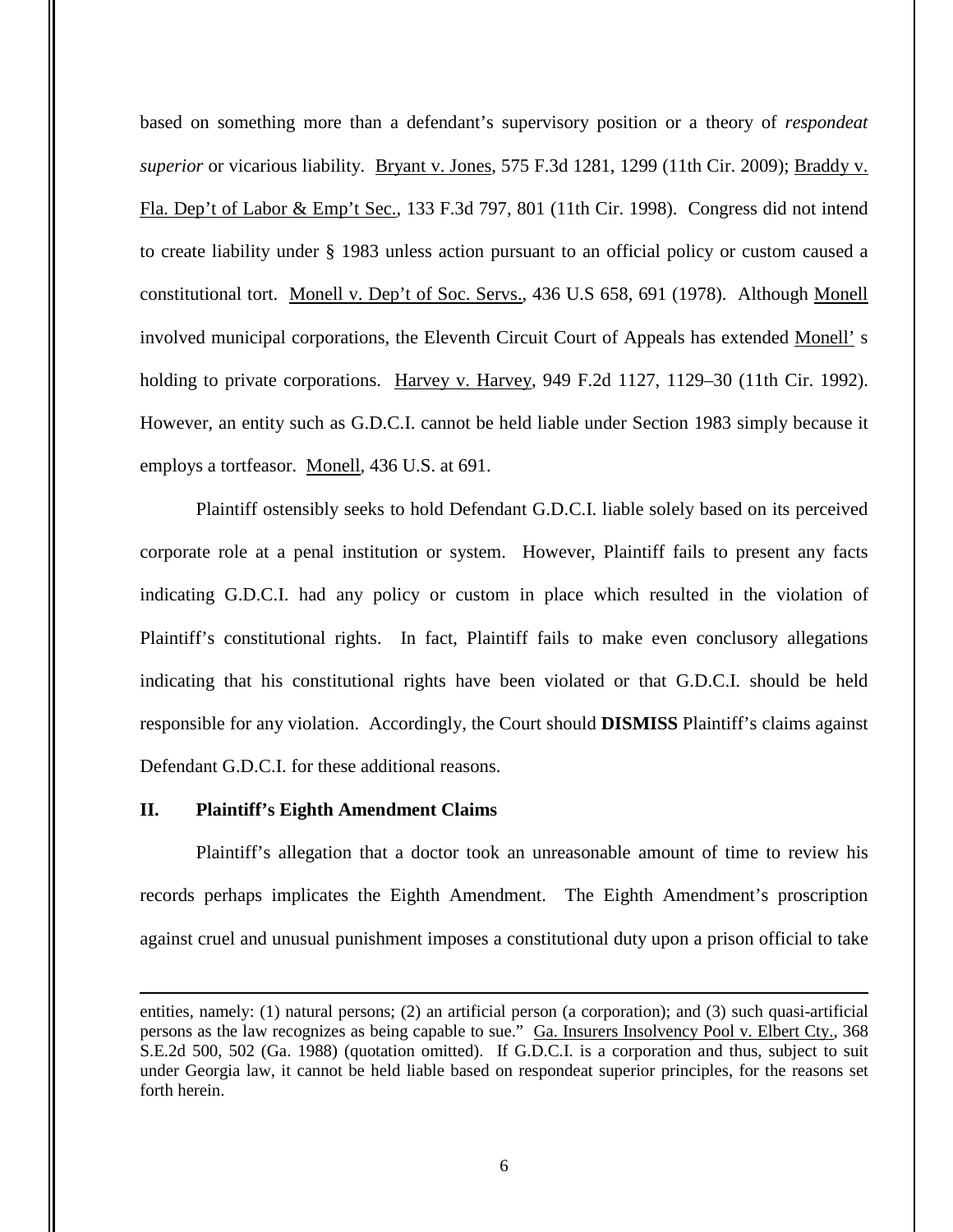based on something more than a defendant's supervisory position or a theory of *respondeat superior* or vicarious liability. Bryant v. Jones, 575 F.3d 1281, 1299 (11th Cir. 2009); Braddy v. Fla. Dep't of Labor & Emp't Sec., 133 F.3d 797, 801 (11th Cir. 1998). Congress did not intend to create liability under § 1983 unless action pursuant to an official policy or custom caused a constitutional tort. Monell v. Dep't of Soc. Servs., 436 U.S 658, 691 (1978). Although Monell involved municipal corporations, the Eleventh Circuit Court of Appeals has extended Monell' s holding to private corporations. Harvey v. Harvey, 949 F.2d 1127, 1129–30 (11th Cir. 1992). However, an entity such as G.D.C.I. cannot be held liable under Section 1983 simply because it employs a tortfeasor. Monell, 436 U.S. at 691.

Plaintiff ostensibly seeks to hold Defendant G.D.C.I. liable solely based on its perceived corporate role at a penal institution or system. However, Plaintiff fails to present any facts indicating G.D.C.I. had any policy or custom in place which resulted in the violation of Plaintiff's constitutional rights. In fact, Plaintiff fails to make even conclusory allegations indicating that his constitutional rights have been violated or that G.D.C.I. should be held responsible for any violation. Accordingly, the Court should **DISMISS** Plaintiff's claims against Defendant G.D.C.I. for these additional reasons.

## II. Plaintiff's Eighth Amendment Claims

Plaintiff's allegation that a doctor took an unreasonable amount of time to review his records perhaps implicates the Eighth Amendment. The Eighth Amendment's proscription against cruel and unusual punishment imposes a constitutional duty upon a prison official to take

---

entities, namely: (1) natural persons; (2) an artificial person (a corporation); and (3) such quasi-artificial persons as the law recognizes as being capable to sue." Ga. Insurers Insolvency Pool v. Elbert Cty., 368 S.E.2d 500, 502 (Ga. 1988) (quotation omitted). If G.D.C.I. is a corporation and thus, subject to suit under Georgia law, it cannot be held liable based on respondeat superior principles, for the reasons set forth herein.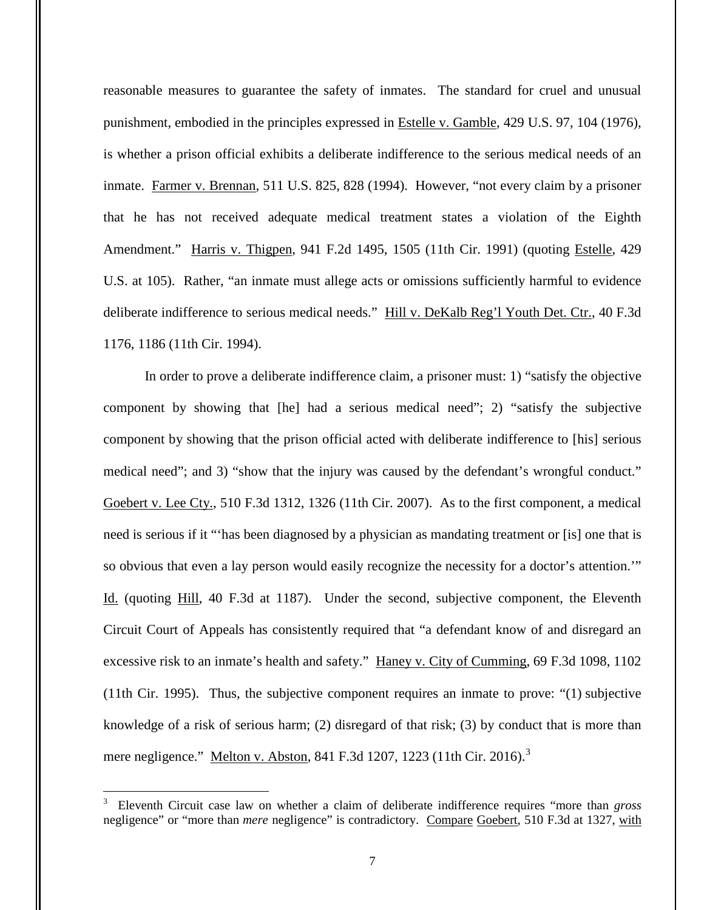reasonable measures to guarantee the safety of inmates. The standard for cruel and unusual punishment, embodied in the principles expressed in Estelle v. Gamble, 429 U.S. 97, 104 (1976), is whether a prison official exhibits a deliberate indifference to the serious medical needs of an inmate. Farmer v. Brennan, 511 U.S. 825, 828 (1994). However, "not every claim by a prisoner that he has not received adequate medical treatment states a violation of the Eighth Amendment." Harris v. Thigpen, 941 F.2d 1495, 1505 (11th Cir. 1991) (quoting Estelle, 429 U.S. at 105). Rather, "an inmate must allege acts or omissions sufficiently harmful to evidence deliberate indifference to serious medical needs." Hill v. DeKalb Reg'l Youth Det. Ctr., 40 F.3d 1176, 1186 (11th Cir. 1994).

In order to prove a deliberate indifference claim, a prisoner must: 1) "satisfy the objective component by showing that [he] had a serious medical need"; 2) "satisfy the subjective component by showing that the prison official acted with deliberate indifference to [his] serious medical need"; and 3) "show that the injury was caused by the defendant's wrongful conduct." Goebert v. Lee Cty., 510 F.3d 1312, 1326 (11th Cir. 2007). As to the first component, a medical need is serious if it "'has been diagnosed by a physician as mandating treatment or [is] one that is so obvious that even a lay person would easily recognize the necessity for a doctor's attention.'" Id. (quoting Hill, 40 F.3d at 1187). Under the second, subjective component, the Eleventh Circuit Court of Appeals has consistently required that "a defendant know of and disregard an excessive risk to an inmate's health and safety." Haney v. City of Cumming, 69 F.3d 1098, 1102 (11th Cir. 1995). Thus, the subjective component requires an inmate to prove: "(1) subjective knowledge of a risk of serious harm; (2) disregard of that risk; (3) by conduct that is more than mere negligence." Melton v. Abston, 841 F.3d 1207, 1223 (11th Cir. 2016).[3]

[3] Eleventh Circuit case law on whether a claim of deliberate indifference requires "more than *gross* negligence" or "more than *mere* negligence" is contradictory. Compare Goebert, 510 F.3d at 1327, with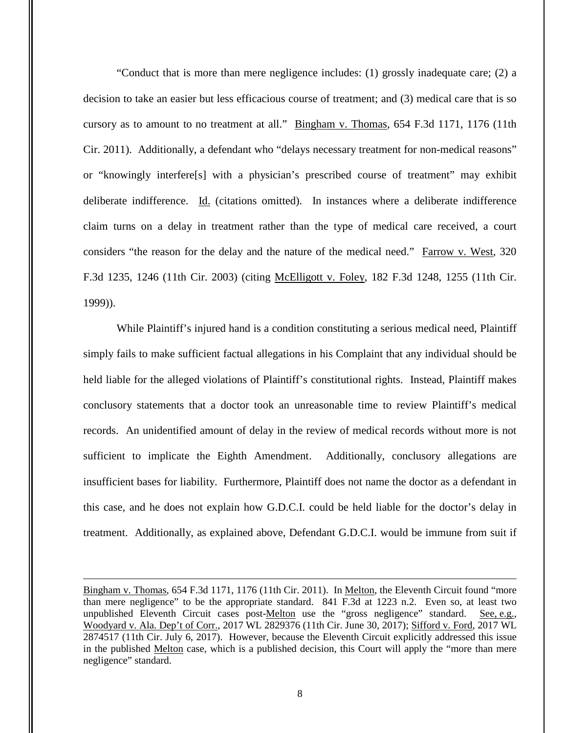"Conduct that is more than mere negligence includes: (1) grossly inadequate care; (2) a decision to take an easier but less efficacious course of treatment; and (3) medical care that is so cursory as to amount to no treatment at all." Bingham v. Thomas, 654 F.3d 1171, 1176 (11th Cir. 2011). Additionally, a defendant who "delays necessary treatment for non-medical reasons" or "knowingly interfere[s] with a physician's prescribed course of treatment" may exhibit deliberate indifference. Id. (citations omitted). In instances where a deliberate indifference claim turns on a delay in treatment rather than the type of medical care received, a court considers "the reason for the delay and the nature of the medical need." Farrow v. West, 320 F.3d 1235, 1246 (11th Cir. 2003) (citing McElligott v. Foley, 182 F.3d 1248, 1255 (11th Cir. 1999)).

While Plaintiff's injured hand is a condition constituting a serious medical need, Plaintiff simply fails to make sufficient factual allegations in his Complaint that any individual should be held liable for the alleged violations of Plaintiff's constitutional rights. Instead, Plaintiff makes conclusory statements that a doctor took an unreasonable time to review Plaintiff's medical records. An unidentified amount of delay in the review of medical records without more is not sufficient to implicate the Eighth Amendment. Additionally, conclusory allegations are insufficient bases for liability. Furthermore, Plaintiff does not name the doctor as a defendant in this case, and he does not explain how G.D.C.I. could be held liable for the doctor's delay in treatment. Additionally, as explained above, Defendant G.D.C.I. would be immune from suit if

---

Bingham v. Thomas, 654 F.3d 1171, 1176 (11th Cir. 2011). In Melton, the Eleventh Circuit found "more than mere negligence" to be the appropriate standard. 841 F.3d at 1223 n.2. Even so, at least two unpublished Eleventh Circuit cases post-Melton use the "gross negligence" standard. See, e.g., Woodyard v. Ala. Dep't of Corr., 2017 WL 2829376 (11th Cir. June 30, 2017); Sifford v. Ford, 2017 WL 2874517 (11th Cir. July 6, 2017). However, because the Eleventh Circuit explicitly addressed this issue in the published Melton case, which is a published decision, this Court will apply the "more than mere negligence" standard.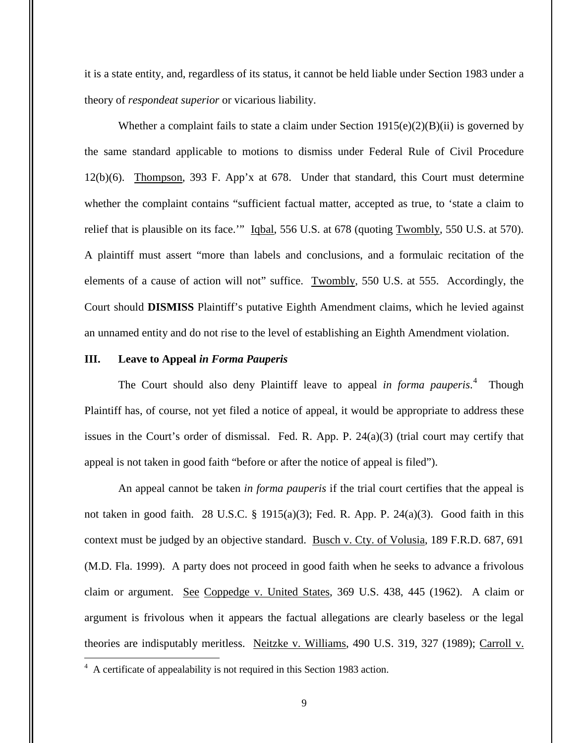it is a state entity, and, regardless of its status, it cannot be held liable under Section 1983 under a theory of *respondeat superior* or vicarious liability.

Whether a complaint fails to state a claim under Section 1915(e)(2)(B)(ii) is governed by the same standard applicable to motions to dismiss under Federal Rule of Civil Procedure 12(b)(6). Thompson, 393 F. App'x at 678. Under that standard, this Court must determine whether the complaint contains "sufficient factual matter, accepted as true, to 'state a claim to relief that is plausible on its face.'" Iqbal, 556 U.S. at 678 (quoting Twombly, 550 U.S. at 570). A plaintiff must assert "more than labels and conclusions, and a formulaic recitation of the elements of a cause of action will not" suffice. Twombly, 550 U.S. at 555. Accordingly, the Court should **DISMISS** Plaintiff's putative Eighth Amendment claims, which he levied against an unnamed entity and do not rise to the level of establishing an Eighth Amendment violation.

### III. Leave to Appeal *in Forma Pauperis*

The Court should also deny Plaintiff leave to appeal *in forma pauperis*.[4] Though Plaintiff has, of course, not yet filed a notice of appeal, it would be appropriate to address these issues in the Court's order of dismissal. Fed. R. App. P. 24(a)(3) (trial court may certify that appeal is not taken in good faith "before or after the notice of appeal is filed").

An appeal cannot be taken *in forma pauperis* if the trial court certifies that the appeal is not taken in good faith. 28 U.S.C. § 1915(a)(3); Fed. R. App. P. 24(a)(3). Good faith in this context must be judged by an objective standard. Busch v. Cty. of Volusia, 189 F.R.D. 687, 691 (M.D. Fla. 1999). A party does not proceed in good faith when he seeks to advance a frivolous claim or argument. See Coppedge v. United States, 369 U.S. 438, 445 (1962). A claim or argument is frivolous when it appears the factual allegations are clearly baseless or the legal theories are indisputably meritless. Neitzke v. Williams, 490 U.S. 319, 327 (1989); Carroll v.

[4] A certificate of appealability is not required in this Section 1983 action.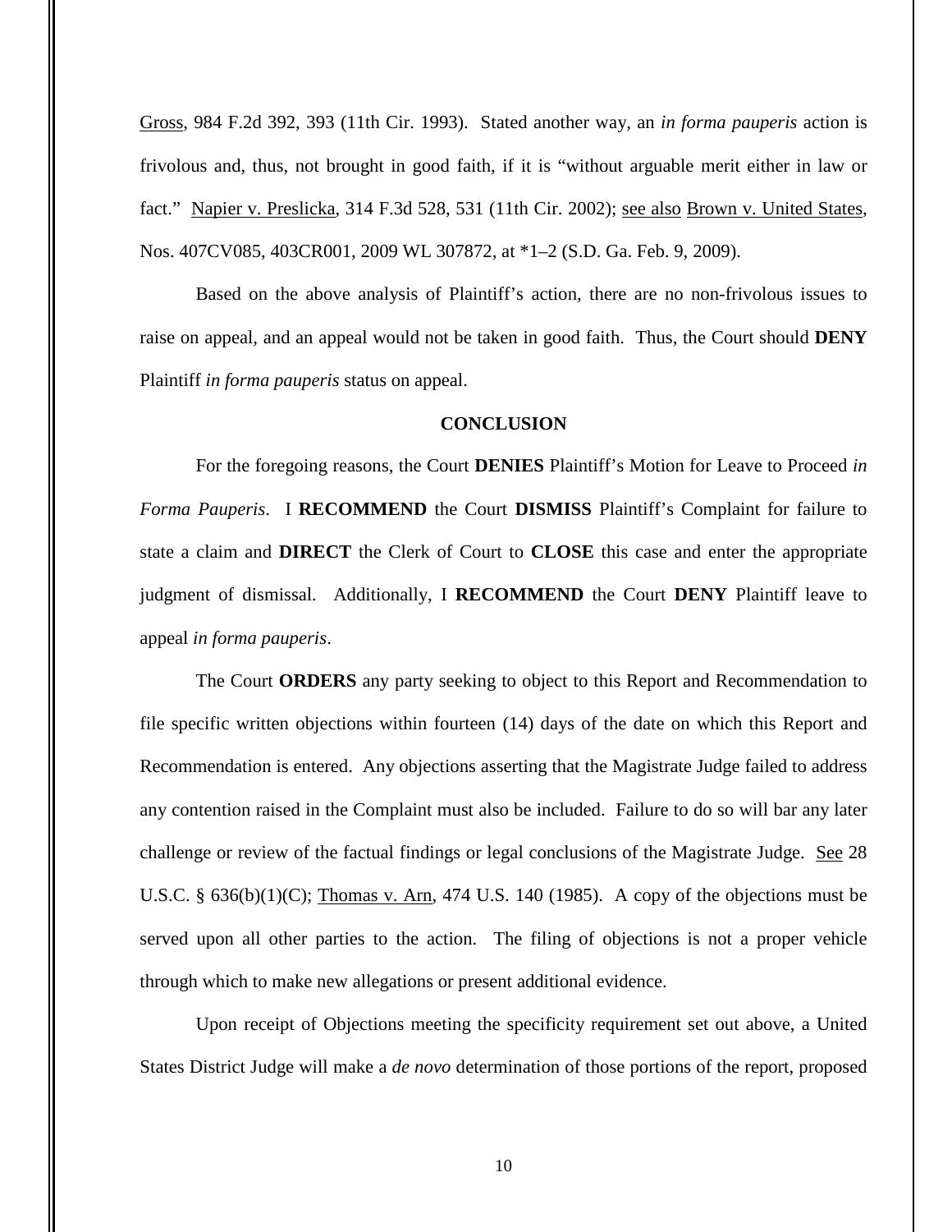Gross, 984 F.2d 392, 393 (11th Cir. 1993). Stated another way, an *in forma pauperis* action is frivolous and, thus, not brought in good faith, if it is "without arguable merit either in law or fact." Napier v. Preslicka, 314 F.3d 528, 531 (11th Cir. 2002); see also Brown v. United States, Nos. 407CV085, 403CR001, 2009 WL 307872, at *1–2 (S.D. Ga. Feb. 9, 2009).

Based on the above analysis of Plaintiff's action, there are no non-frivolous issues to raise on appeal, and an appeal would not be taken in good faith. Thus, the Court should **DENY** Plaintiff *in forma pauperis* status on appeal.

## CONCLUSION

For the foregoing reasons, the Court **DENIES** Plaintiff's Motion for Leave to Proceed *in Forma Pauperis*. I **RECOMMEND** the Court **DISMISS** Plaintiff's Complaint for failure to state a claim and **DIRECT** the Clerk of Court to **CLOSE** this case and enter the appropriate judgment of dismissal. Additionally, I **RECOMMEND** the Court **DENY** Plaintiff leave to appeal *in forma pauperis*.

The Court **ORDERS** any party seeking to object to this Report and Recommendation to file specific written objections within fourteen (14) days of the date on which this Report and Recommendation is entered. Any objections asserting that the Magistrate Judge failed to address any contention raised in the Complaint must also be included. Failure to do so will bar any later challenge or review of the factual findings or legal conclusions of the Magistrate Judge. See 28 U.S.C. § 636(b)(1)(C); Thomas v. Arn, 474 U.S. 140 (1985). A copy of the objections must be served upon all other parties to the action. The filing of objections is not a proper vehicle through which to make new allegations or present additional evidence.

Upon receipt of Objections meeting the specificity requirement set out above, a United States District Judge will make a *de novo* determination of those portions of the report, proposed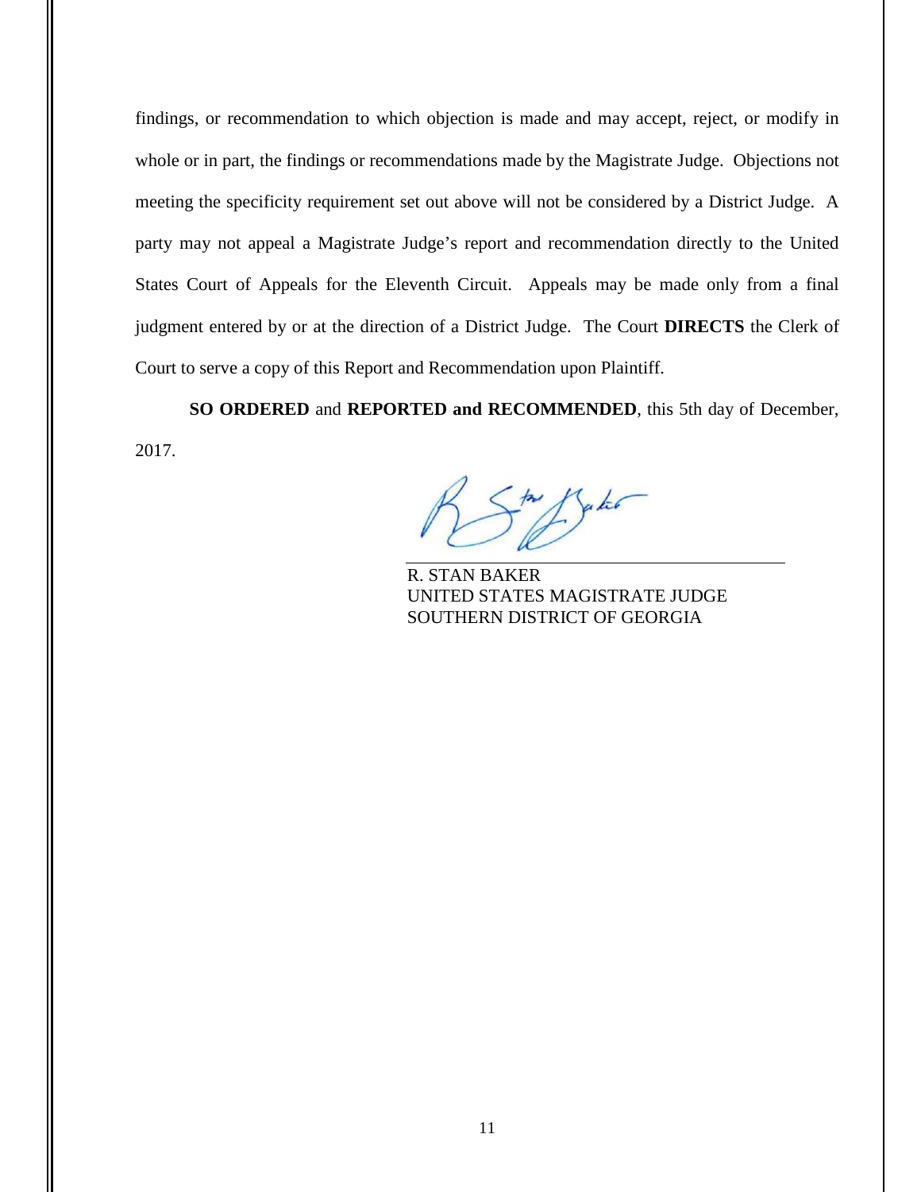findings, or recommendation to which objection is made and may accept, reject, or modify in whole or in part, the findings or recommendations made by the Magistrate Judge. Objections not meeting the specificity requirement set out above will not be considered by a District Judge. A party may not appeal a Magistrate Judge's report and recommendation directly to the United States Court of Appeals for the Eleventh Circuit. Appeals may be made only from a final judgment entered by or at the direction of a District Judge. The Court **DIRECTS** the Clerk of Court to serve a copy of this Report and Recommendation upon Plaintiff.

**SO ORDERED** and **REPORTED and RECOMMENDED**, this 5th day of December, 2017.

R. STAN BAKER
UNITED STATES MAGISTRATE JUDGE
SOUTHERN DISTRICT OF GEORGIA